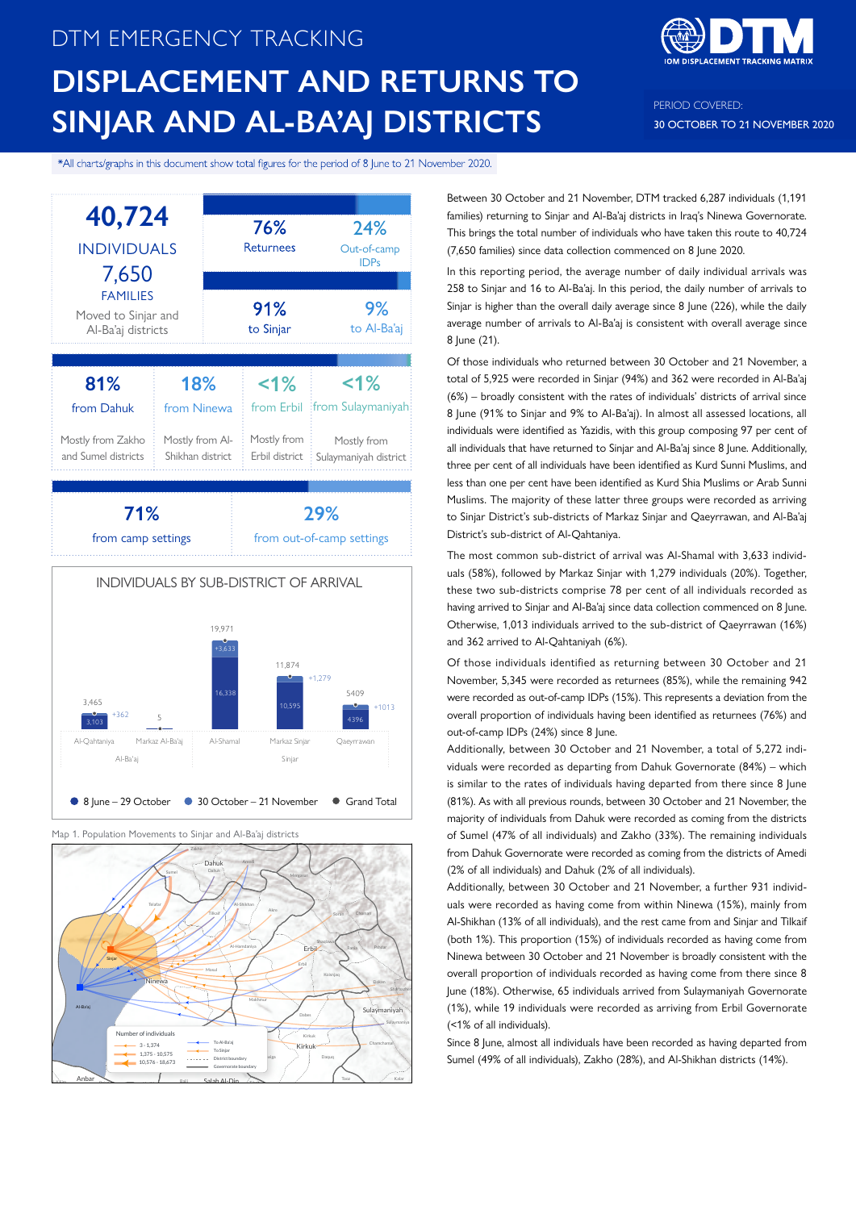DTM EMERGENCY TRACKING

# DISPLACEMENT AND RETURNS TO SINJAR AND AL-BA'AJ DISTRICTS

PERIOD COVERED:

30 OCTOBER TO 21 NOVEMBER 2020

*All charts/graphs in this document show total figures for the period of 8 June to 21 November 2020.

**40,724** INDIVIDUALS

**7,650** FAMILIES

Moved to Sinjar and Al-Ba'aj districts

| 76% | 24% |
|---|---|
| Returnees | Out-of-camp IDPs |

| 91% | 9% |
|---|---|
| to Sinjar | to Al-Ba'aj |

| 81% | 18% | <1% | <1% |
|---|---|---|---|
| from Dahuk | from Ninewa | from Erbil | from Sulaymaniyah |
| Mostly from Zakho and Sumel districts | Mostly from Al-Shikhan district | Mostly from Erbil district | Mostly from Sulaymaniyah district |

| 71% | 29% |
|---|---|
| from camp settings | from out-of-camp settings |

**INDIVIDUALS BY SUB-DISTRICT OF ARRIVAL**

| District | Sub-district | 8 June – 29 October | 30 October – 21 November | Grand Total |
|---|---|---|---|---|
| Al-Ba'aj | Al-Qahtaniya | 3,103 | +362 | 3,465 |
| Al-Ba'aj | Markaz Al-Ba'aj | | | 5 |
| Sinjar | Al-Shamal | 16,338 | +3,633 | 19,971 |
| Sinjar | Markaz Sinjar | 10,595 | +1,279 | 11,874 |
| Sinjar | Qaeyrrawan | 4396 | +1013 | 5409 |

Map 1. Population Movements to Sinjar and Al-Ba'aj districts

Between 30 October and 21 November, DTM tracked 6,287 individuals (1,191 families) returning to Sinjar and Al-Ba'aj districts in Iraq's Ninewa Governorate. This brings the total number of individuals who have taken this route to 40,724 (7,650 families) since data collection commenced on 8 June 2020.

In this reporting period, the average number of daily individual arrivals was 258 to Sinjar and 16 to Al-Ba'aj. In this period, the daily number of arrivals to Sinjar is higher than the overall daily average since 8 June (226), while the daily average number of arrivals to Al-Ba'aj is consistent with overall average since 8 June (21).

Of those individuals who returned between 30 October and 21 November, a total of 5,925 were recorded in Sinjar (94%) and 362 were recorded in Al-Ba'aj (6%) – broadly consistent with the rates of individuals' districts of arrival since 8 June (91% to Sinjar and 9% to Al-Ba'aj). In almost all assessed locations, all individuals were identified as Yazidis, with this group composing 97 per cent of all individuals that have returned to Sinjar and Al-Ba'aj since 8 June. Additionally, three per cent of all individuals have been identified as Kurd Sunni Muslims, and less than one per cent have been identified as Kurd Shia Muslims or Arab Sunni Muslims. The majority of these latter three groups were recorded as arriving to Sinjar District's sub-districts of Markaz Sinjar and Qaeyrrawan, and Al-Ba'aj District's sub-district of Al-Qahtaniya.

The most common sub-district of arrival was Al-Shamal with 3,633 individuals (58%), followed by Markaz Sinjar with 1,279 individuals (20%). Together, these two sub-districts comprise 78 per cent of all individuals recorded as having arrived to Sinjar and Al-Ba'aj since data collection commenced on 8 June. Otherwise, 1,013 individuals arrived to the sub-district of Qaeyrrawan (16%) and 362 arrived to Al-Qahtaniyah (6%).

Of those individuals identified as returning between 30 October and 21 November, 5,345 were recorded as returnees (85%), while the remaining 942 were recorded as out-of-camp IDPs (15%). This represents a deviation from the overall proportion of individuals having been identified as returnees (76%) and out-of-camp IDPs (24%) since 8 June.

Additionally, between 30 October and 21 November, a total of 5,272 individuals were recorded as departing from Dahuk Governorate (84%) – which is similar to the rates of individuals having departed from there since 8 June (81%). As with all previous rounds, between 30 October and 21 November, the majority of individuals from Dahuk were recorded as coming from the districts of Sumel (47% of all individuals) and Zakho (33%). The remaining individuals from Dahuk Governorate were recorded as coming from the districts of Amedi (2% of all individuals) and Dahuk (2% of all individuals).

Additionally, between 30 October and 21 November, a further 931 individuals were recorded as having come from within Ninewa (15%), mainly from Al-Shikhan (13% of all individuals), and the rest came from Sinjar and Tilkaif (both 1%). This proportion (15%) of individuals recorded as having come from Ninewa between 30 October and 21 November is broadly consistent with the overall proportion of individuals recorded as having come from there since 8 June (18%). Otherwise, 65 individuals arrived from Sulaymaniyah Governorate (1%), while 19 individuals were recorded as arriving from Erbil Governorate (<1% of all individuals).

Since 8 June, almost all individuals have been recorded as having departed from Sumel (49% of all individuals), Zakho (28%), and Al-Shikhan districts (14%).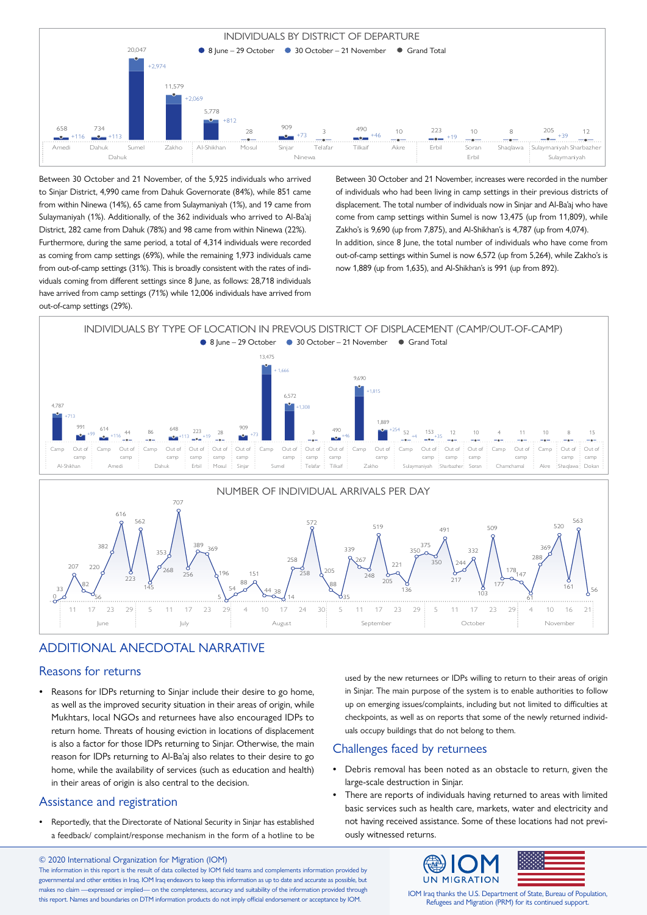INDIVIDUALS BY DISTRICT OF DEPARTURE

8 June – 29 October · 30 October – 21 November · Grand Total

658 +116 Amedi · 734 +113 Dahuk · 20,047 +2,974 Sumel · 11,579 +2,069 Zakho (Dahuk) · 5,778 +812 Al-Shikhan · 28 Mosul · 909 +73 Sinjar · 3 Telafar · 490 +46 Tilkaif (Ninewa) · 10 Akre · 223 +19 Erbil · 10 Soran (Erbil) · 8 Shaqlawa · 205 +39 Sulaymaniyah · 12 Sharbazher (Sulaymaniyah)

Between 30 October and 21 November, of the 5,925 individuals who arrived to Sinjar District, 4,990 came from Dahuk Governorate (84%), while 851 came from within Ninewa (14%), 65 came from Sulaymaniyah (1%), and 19 came from Sulaymaniyah (1%). Additionally, of the 362 individuals who arrived to Al-Ba'aj District, 282 came from Dahuk (78%) and 98 came from within Ninewa (22%). Furthermore, during the same period, a total of 4,314 individuals were recorded as coming from camp settings (69%), while the remaining 1,973 individuals came from out-of-camp settings (31%). This is broadly consistent with the rates of individuals coming from different settings since 8 June, as follows: 28,718 individuals have arrived from camp settings (71%) while 12,006 individuals have arrived from out-of-camp settings (29%).

Between 30 October and 21 November, increases were recorded in the number of individuals who had been living in camp settings in their previous districts of displacement. The total number of individuals now in Sinjar and Al-Ba'aj who have come from camp settings within Sumel is now 13,475 (up from 11,809), while Zakho's is 9,690 (up from 7,875), and Al-Shikhan's is 4,787 (up from 4,074).
In addition, since 8 June, the total number of individuals who have come from out-of-camp settings within Sumel is now 6,572 (up from 5,264), while Zakho's is now 1,889 (up from 1,635), and Al-Shikhan's is 991 (up from 892).

INDIVIDUALS BY TYPE OF LOCATION IN PREVOUS DISTRICT OF DISPLACEMENT (CAMP/OUT-OF-CAMP)

8 June – 29 October · 30 October – 21 November · Grand Total

Al-Shikhan: Camp 4,787 +713 · Out of camp 991 +99
Amedi: Camp 614 +116 · Out of camp 44
Dahuk: Camp 86 · Out of camp 648 +113
Erbil: Out of camp 223 +19
Mosul: Out of camp 28
Sinjar: Out of camp 909 +73
Sumel: Camp 13,475 + 1,666 · Out of camp 6,572 +1,308
Telafar: Out of camp 3
Tilkaif: Out of camp 490 +46
Zakho: Camp 9,690 +1,815 · Out of camp 1,889 +254
Sulaymaniyah: Camp 52 +4 · Out of camp 153 +35
Sharbazher: Out of camp 12
Soran: Out of camp 10
Chamchamal: Camp 4 · Out of camp 11
Akre: Camp 10
Shaqlawa: Out of camp 8
Dokan: Out of camp 15

NUMBER OF INDIVIDUAL ARRIVALS PER DAY

0 33 207 82 220 56 382 616 223 562 145 353 268 707 256 389 369 196 5 54 88 151 44 38 14 258 258 572 205 88 35 339 267 248 519 205 221 136 350 375 350 491 244 217 332 103 509 177 178 147 61 288 369 520 161 563 56

11 17 23 29 (June) · 5 11 17 23 29 (July) · 4 10 17 24 30 (August) · 5 11 17 23 29 (September) · 5 11 17 23 29 (October) · 4 10 16 21 (November)

## ADDITIONAL ANECDOTAL NARRATIVE

### Reasons for returns

- Reasons for IDPs returning to Sinjar include their desire to go home, as well as the improved security situation in their areas of origin, while Mukhtars, local NGOs and returnees have also encouraged IDPs to return home. Threats of housing eviction in locations of displacement is also a factor for those IDPs returning to Sinjar. Otherwise, the main reason for IDPs returning to Al-Ba'aj also relates to their desire to go home, while the availability of services (such as education and health) in their areas of origin is also central to the decision.

### Assistance and registration

- Reportedly, that the Directorate of National Security in Sinjar has established a feedback/ complaint/response mechanism in the form of a hotline to be used by the new returnees or IDPs willing to return to their areas of origin in Sinjar. The main purpose of the system is to enable authorities to follow up on emerging issues/complaints, including but not limited to difficulties at checkpoints, as well as on reports that some of the newly returned individuals occupy buildings that do not belong to them.

### Challenges faced by returnees

- Debris removal has been noted as an obstacle to return, given the large-scale destruction in Sinjar.
- There are reports of individuals having returned to areas with limited basic services such as health care, markets, water and electricity and not having received assistance. Some of these locations had not previously witnessed returns.

© 2020 International Organization for Migration (IOM)
The information in this report is the result of data collected by IOM field teams and complements information provided by governmental and other entities in Iraq. IOM Iraq endeavors to keep this information as up to date and accurate as possible, but makes no claim —expressed or implied— on the completeness, accuracy and suitability of the information provided through this report. Names and boundaries on DTM information products do not imply official endorsement or acceptance by IOM.

IOM Iraq thanks the U.S. Department of State, Bureau of Population, Refugees and Migration (PRM) for its continued support.